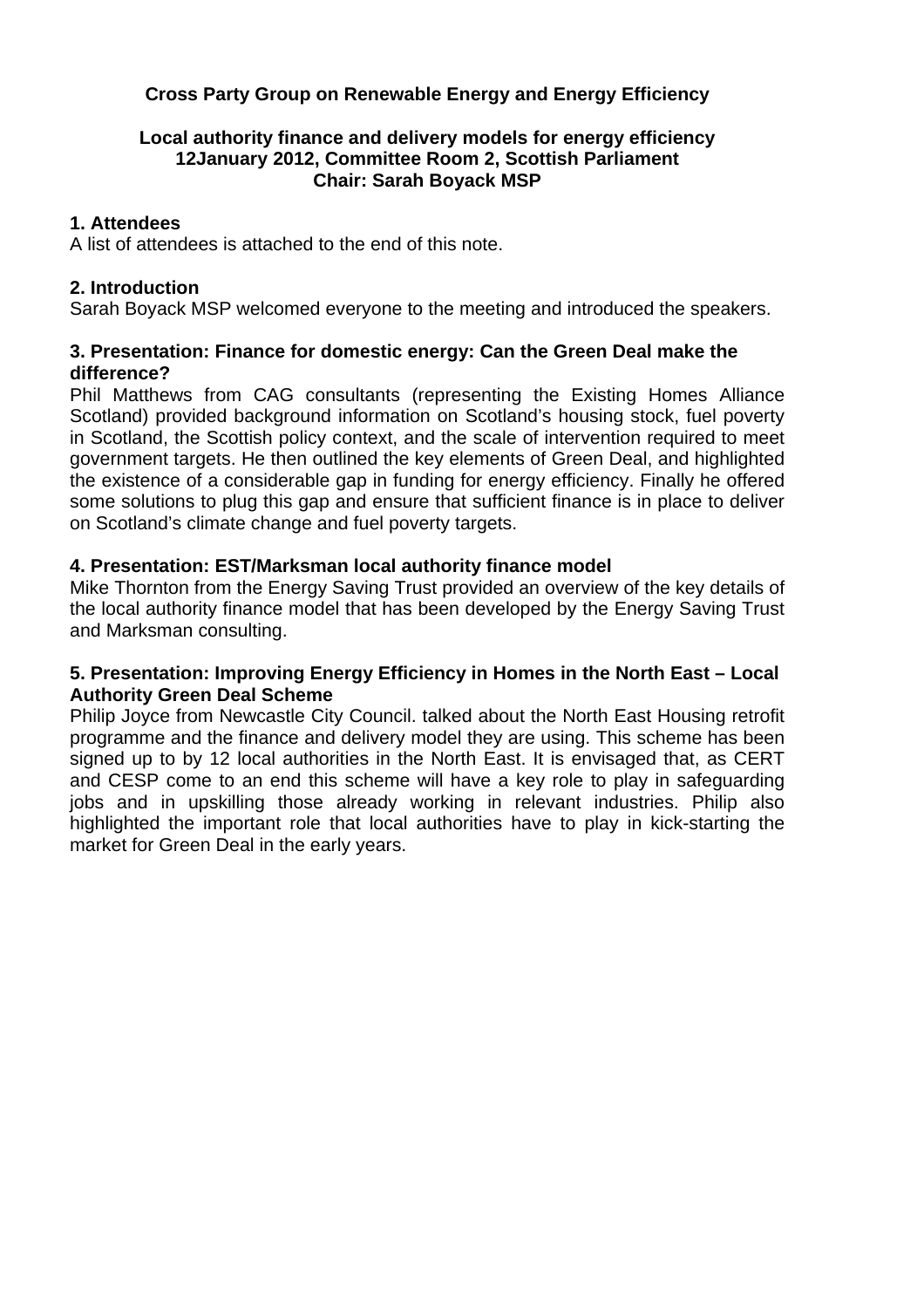**Cross Party Group on Renewable Energy and Energy Efficiency**

**Local authority finance and delivery models for energy efficiency**
**12January 2012, Committee Room 2, Scottish Parliament**
**Chair: Sarah Boyack MSP**

**1. Attendees**

A list of attendees is attached to the end of this note.

**2. Introduction**

Sarah Boyack MSP welcomed everyone to the meeting and introduced the speakers.

**3. Presentation: Finance for domestic energy: Can the Green Deal make the difference?**

Phil Matthews from CAG consultants (representing the Existing Homes Alliance Scotland) provided background information on Scotland's housing stock, fuel poverty in Scotland, the Scottish policy context, and the scale of intervention required to meet government targets. He then outlined the key elements of Green Deal, and highlighted the existence of a considerable gap in funding for energy efficiency. Finally he offered some solutions to plug this gap and ensure that sufficient finance is in place to deliver on Scotland's climate change and fuel poverty targets.

**4. Presentation: EST/Marksman local authority finance model**

Mike Thornton from the Energy Saving Trust provided an overview of the key details of the local authority finance model that has been developed by the Energy Saving Trust and Marksman consulting.

**5. Presentation: Improving Energy Efficiency in Homes in the North East – Local Authority Green Deal Scheme**

Philip Joyce from Newcastle City Council. talked about the North East Housing retrofit programme and the finance and delivery model they are using. This scheme has been signed up to by 12 local authorities in the North East. It is envisaged that, as CERT and CESP come to an end this scheme will have a key role to play in safeguarding jobs and in upskilling those already working in relevant industries. Philip also highlighted the important role that local authorities have to play in kick-starting the market for Green Deal in the early years.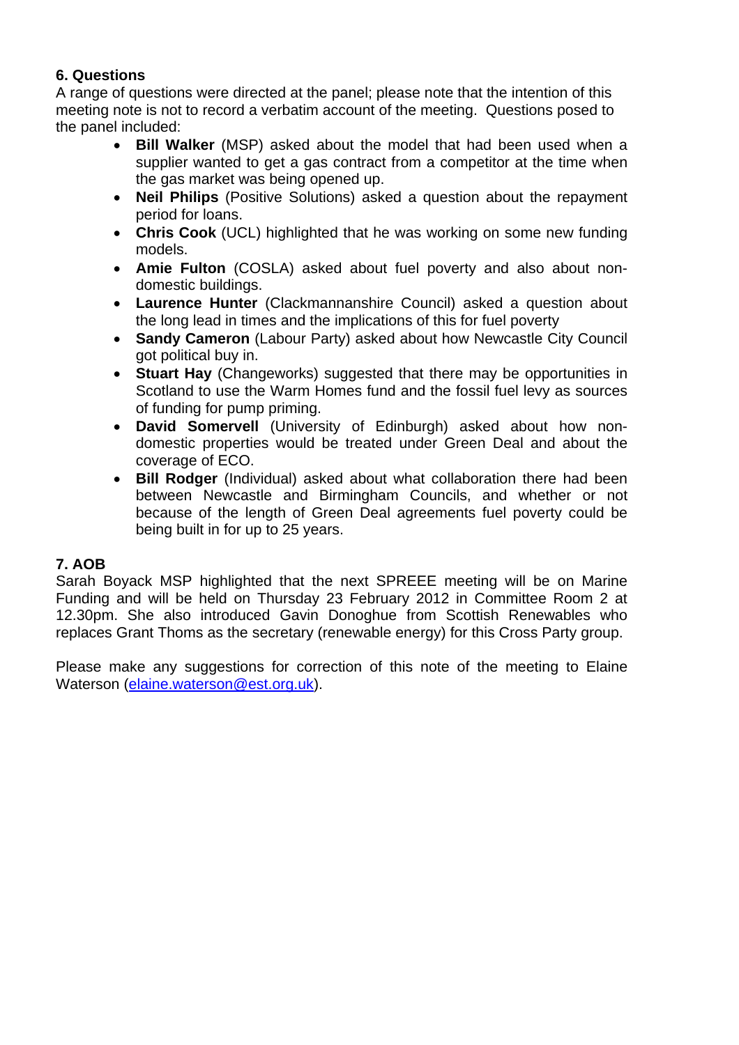## 6. Questions

A range of questions were directed at the panel; please note that the intention of this meeting note is not to record a verbatim account of the meeting. Questions posed to the panel included:

- **Bill Walker** (MSP) asked about the model that had been used when a supplier wanted to get a gas contract from a competitor at the time when the gas market was being opened up.
- **Neil Philips** (Positive Solutions) asked a question about the repayment period for loans.
- **Chris Cook** (UCL) highlighted that he was working on some new funding models.
- **Amie Fulton** (COSLA) asked about fuel poverty and also about non-domestic buildings.
- **Laurence Hunter** (Clackmannanshire Council) asked a question about the long lead in times and the implications of this for fuel poverty
- **Sandy Cameron** (Labour Party) asked about how Newcastle City Council got political buy in.
- **Stuart Hay** (Changeworks) suggested that there may be opportunities in Scotland to use the Warm Homes fund and the fossil fuel levy as sources of funding for pump priming.
- **David Somervell** (University of Edinburgh) asked about how non-domestic properties would be treated under Green Deal and about the coverage of ECO.
- **Bill Rodger** (Individual) asked about what collaboration there had been between Newcastle and Birmingham Councils, and whether or not because of the length of Green Deal agreements fuel poverty could be being built in for up to 25 years.

## 7. AOB

Sarah Boyack MSP highlighted that the next SPREEE meeting will be on Marine Funding and will be held on Thursday 23 February 2012 in Committee Room 2 at 12.30pm. She also introduced Gavin Donoghue from Scottish Renewables who replaces Grant Thoms as the secretary (renewable energy) for this Cross Party group.

Please make any suggestions for correction of this note of the meeting to Elaine Waterson (elaine.waterson@est.org.uk).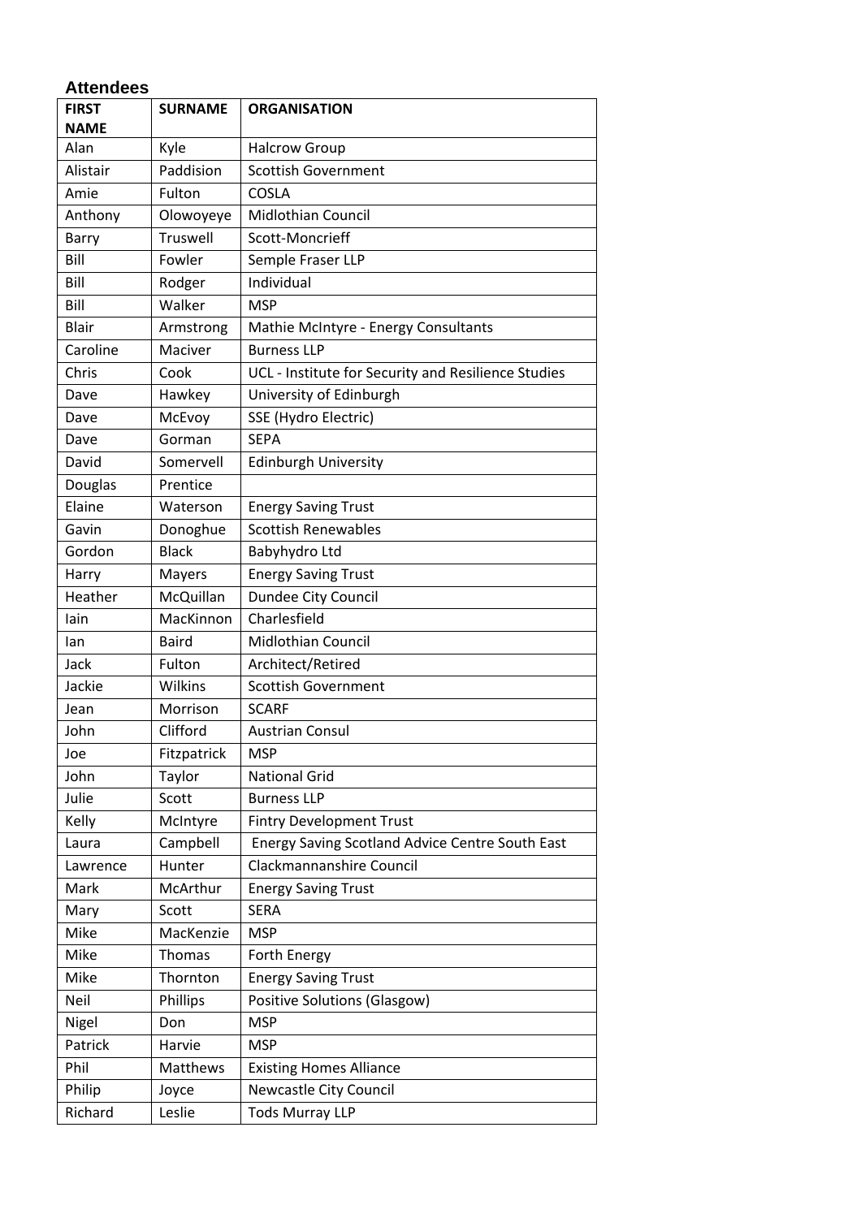## Attendees

| FIRST NAME | SURNAME | ORGANISATION |
|---|---|---|
| Alan | Kyle | Halcrow Group |
| Alistair | Paddision | Scottish Government |
| Amie | Fulton | COSLA |
| Anthony | Olowoyeye | Midlothian Council |
| Barry | Truswell | Scott-Moncrieff |
| Bill | Fowler | Semple Fraser LLP |
| Bill | Rodger | Individual |
| Bill | Walker | MSP |
| Blair | Armstrong | Mathie McIntyre - Energy Consultants |
| Caroline | Maciver | Burness LLP |
| Chris | Cook | UCL - Institute for Security and Resilience Studies |
| Dave | Hawkey | University of Edinburgh |
| Dave | McEvoy | SSE (Hydro Electric) |
| Dave | Gorman | SEPA |
| David | Somervell | Edinburgh University |
| Douglas | Prentice | |
| Elaine | Waterson | Energy Saving Trust |
| Gavin | Donoghue | Scottish Renewables |
| Gordon | Black | Babyhydro Ltd |
| Harry | Mayers | Energy Saving Trust |
| Heather | McQuillan | Dundee City Council |
| Iain | MacKinnon | Charlesfield |
| Ian | Baird | Midlothian Council |
| Jack | Fulton | Architect/Retired |
| Jackie | Wilkins | Scottish Government |
| Jean | Morrison | SCARF |
| John | Clifford | Austrian Consul |
| Joe | Fitzpatrick | MSP |
| John | Taylor | National Grid |
| Julie | Scott | Burness LLP |
| Kelly | McIntyre | Fintry Development Trust |
| Laura | Campbell | Energy Saving Scotland Advice Centre South East |
| Lawrence | Hunter | Clackmannanshire Council |
| Mark | McArthur | Energy Saving Trust |
| Mary | Scott | SERA |
| Mike | MacKenzie | MSP |
| Mike | Thomas | Forth Energy |
| Mike | Thornton | Energy Saving Trust |
| Neil | Phillips | Positive Solutions (Glasgow) |
| Nigel | Don | MSP |
| Patrick | Harvie | MSP |
| Phil | Matthews | Existing Homes Alliance |
| Philip | Joyce | Newcastle City Council |
| Richard | Leslie | Tods Murray LLP |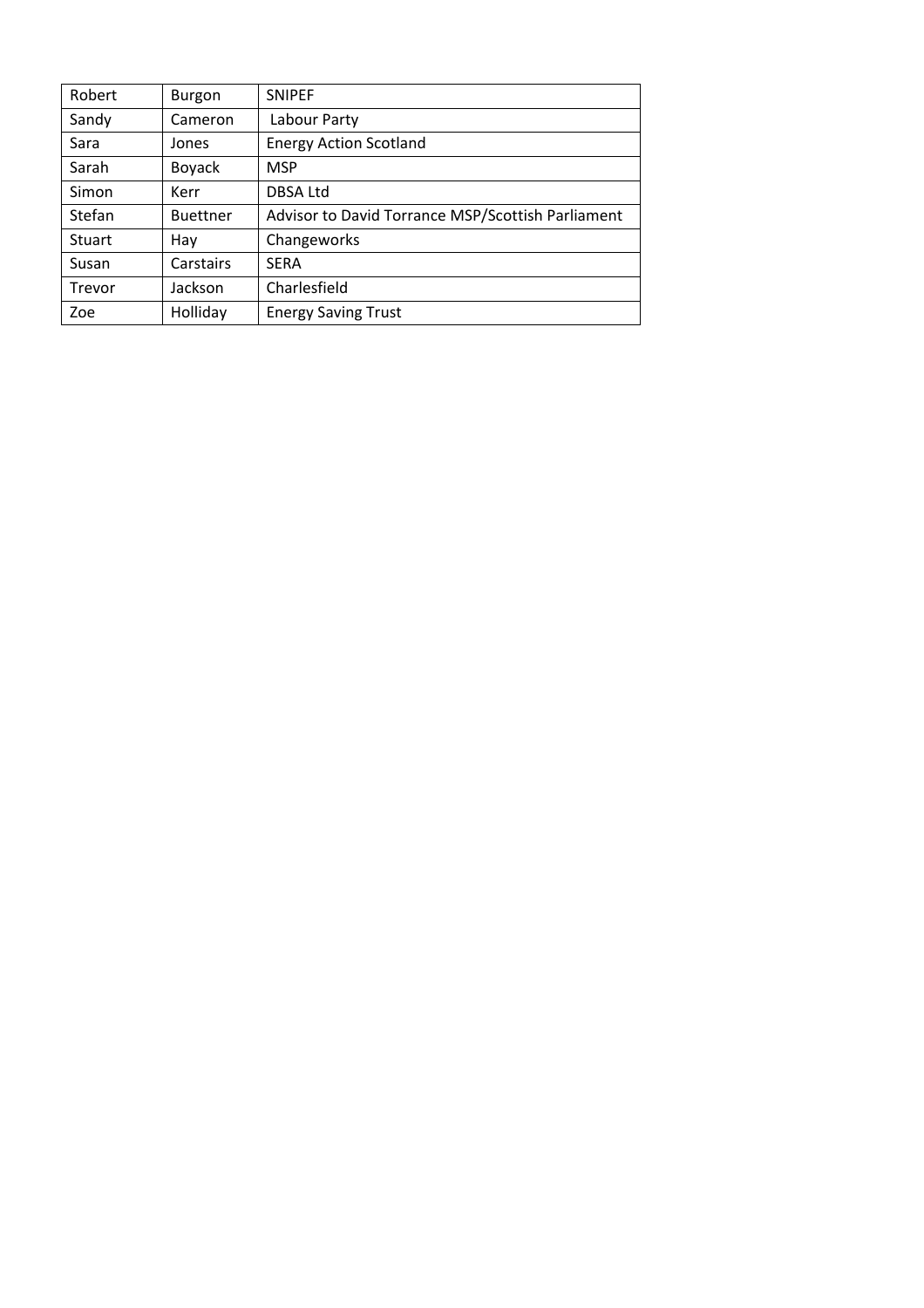| | | |
|---|---|---|
| Robert | Burgon | SNIPEF |
| Sandy | Cameron | Labour Party |
| Sara | Jones | Energy Action Scotland |
| Sarah | Boyack | MSP |
| Simon | Kerr | DBSA Ltd |
| Stefan | Buettner | Advisor to David Torrance MSP/Scottish Parliament |
| Stuart | Hay | Changeworks |
| Susan | Carstairs | SERA |
| Trevor | Jackson | Charlesfield |
| Zoe | Holliday | Energy Saving Trust |